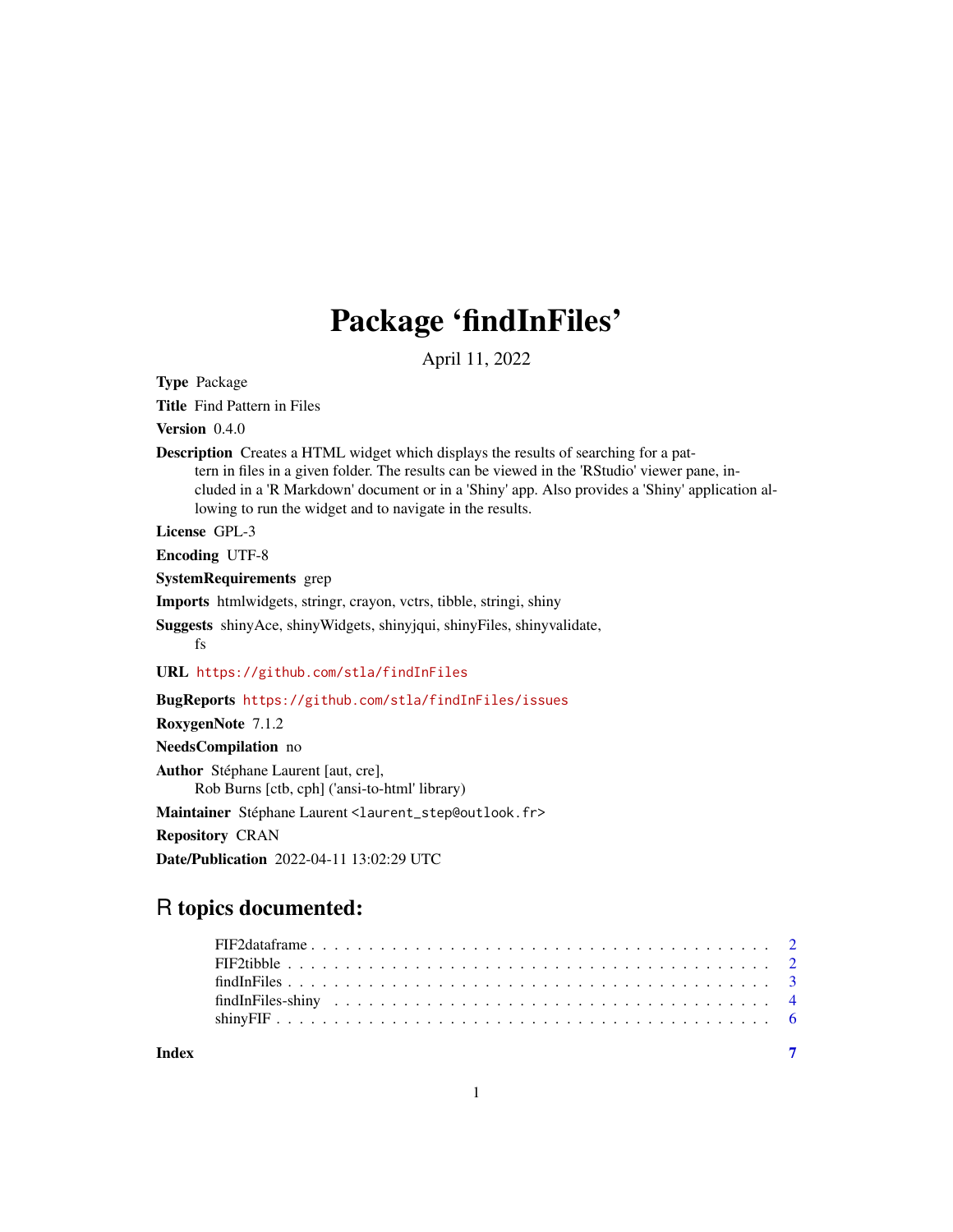# Package 'findInFiles'

April 11, 2022

**Type** Package

**Title** Find Pattern in Files

**Version** 0.4.0

**Description** Creates a HTML widget which displays the results of searching for a pattern in files in a given folder. The results can be viewed in the 'RStudio' viewer pane, included in a 'R Markdown' document or in a 'Shiny' app. Also provides a 'Shiny' application allowing to run the widget and to navigate in the results.

**License** GPL-3

**Encoding** UTF-8

**SystemRequirements** grep

**Imports** htmlwidgets, stringr, crayon, vctrs, tibble, stringi, shiny

**Suggests** shinyAce, shinyWidgets, shinyjqui, shinyFiles, shinyvalidate, fs

**URL** https://github.com/stla/findInFiles

**BugReports** https://github.com/stla/findInFiles/issues

**RoxygenNote** 7.1.2

**NeedsCompilation** no

**Author** Stéphane Laurent [aut, cre], Rob Burns [ctb, cph] ('ansi-to-html' library)

**Maintainer** Stéphane Laurent <laurent_step@outlook.fr>

**Repository** CRAN

**Date/Publication** 2022-04-11 13:02:29 UTC

## R topics documented:

FIF2dataframe . . . . . . . . . . . . . . . . . . . . . . . . . . . . . . . . . . . . . . 2
FIF2tibble . . . . . . . . . . . . . . . . . . . . . . . . . . . . . . . . . . . . . . . . 2
findInFiles . . . . . . . . . . . . . . . . . . . . . . . . . . . . . . . . . . . . . . . . 3
findInFiles-shiny . . . . . . . . . . . . . . . . . . . . . . . . . . . . . . . . . . . . . 4
shinyFIF . . . . . . . . . . . . . . . . . . . . . . . . . . . . . . . . . . . . . . . . . 6

**Index** **7**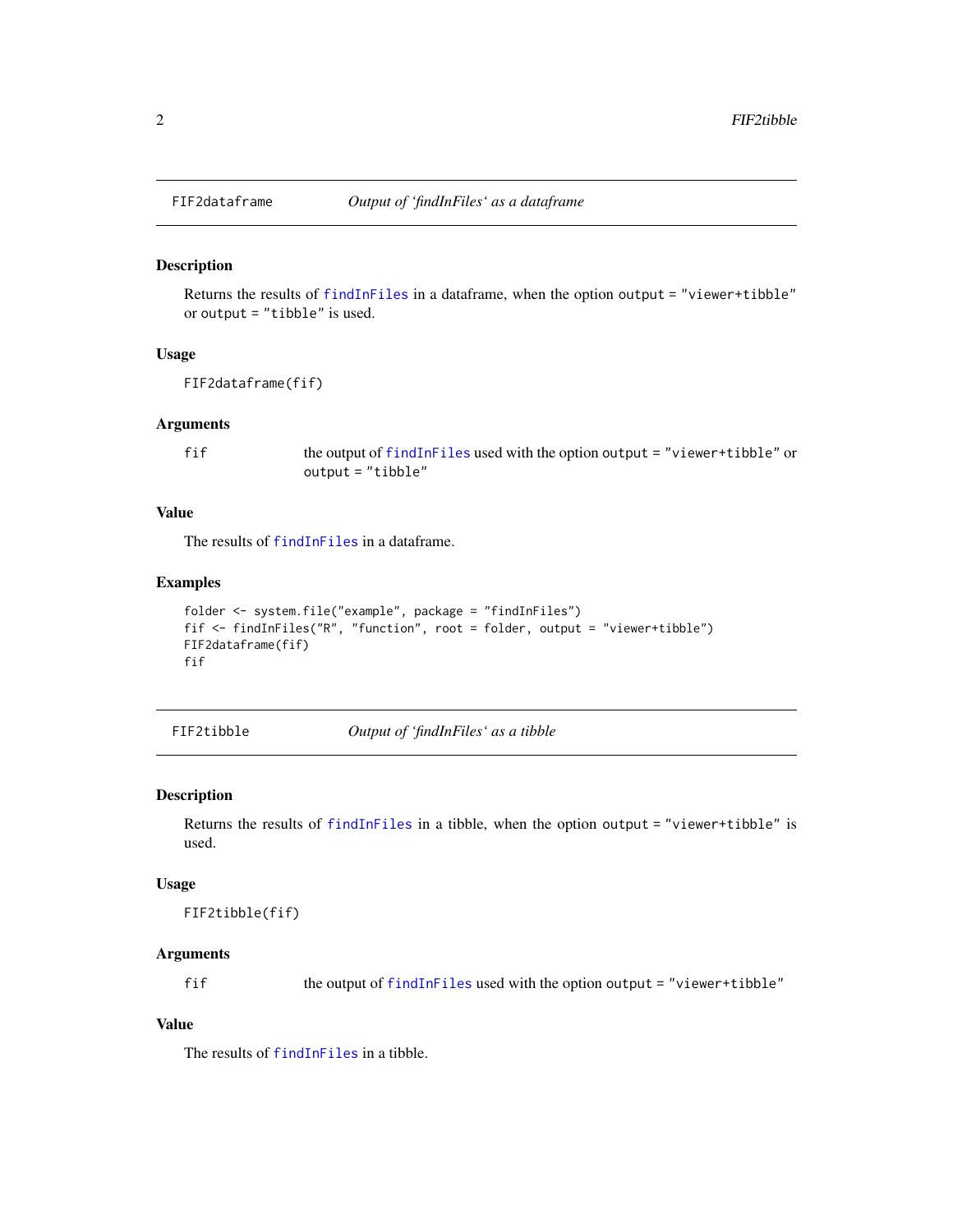## FIF2dataframe — *Output of 'findInFiles' as a dataframe*

### Description

Returns the results of `findInFiles` in a dataframe, when the option `output = "viewer+tibble"` or `output = "tibble"` is used.

### Usage

```
FIF2dataframe(fif)
```

### Arguments

| | |
|---|---|
| `fif` | the output of `findInFiles` used with the option `output = "viewer+tibble"` or `output = "tibble"` |

### Value

The results of `findInFiles` in a dataframe.

### Examples

```
folder <- system.file("example", package = "findInFiles")
fif <- findInFiles("R", "function", root = folder, output = "viewer+tibble")
FIF2dataframe(fif)
fif
```

## FIF2tibble — *Output of 'findInFiles' as a tibble*

### Description

Returns the results of `findInFiles` in a tibble, when the option `output = "viewer+tibble"` is used.

### Usage

```
FIF2tibble(fif)
```

### Arguments

| | |
|---|---|
| `fif` | the output of `findInFiles` used with the option `output = "viewer+tibble"` |

### Value

The results of `findInFiles` in a tibble.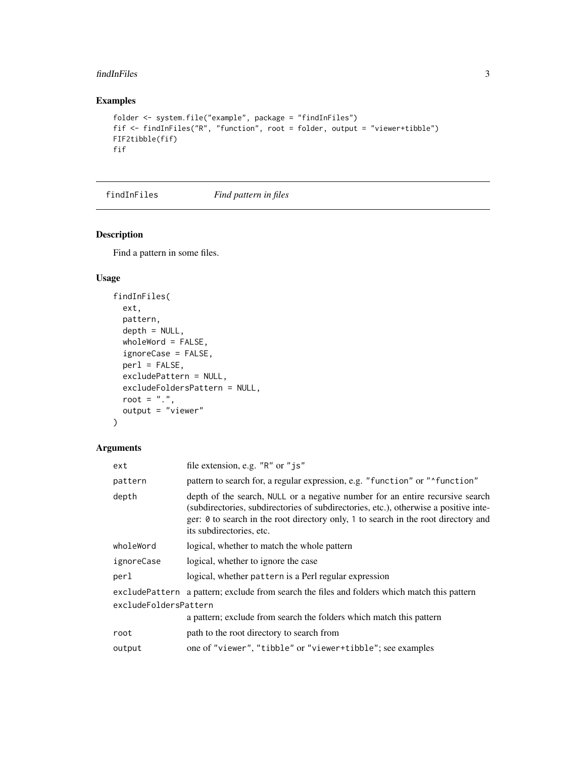## Examples

```
folder <- system.file("example", package = "findInFiles")
fif <- findInFiles("R", "function", root = folder, output = "viewer+tibble")
FIF2tibble(fif)
fif
```

---

# findInFiles — *Find pattern in files*

## Description

Find a pattern in some files.

## Usage

```
findInFiles(
  ext,
  pattern,
  depth = NULL,
  wholeWord = FALSE,
  ignoreCase = FALSE,
  perl = FALSE,
  excludePattern = NULL,
  excludeFoldersPattern = NULL,
  root = ".",
  output = "viewer"
)
```

## Arguments

| Argument | Description |
| --- | --- |
| `ext` | file extension, e.g. "R" or "js" |
| `pattern` | pattern to search for, a regular expression, e.g. "function" or "^function" |
| `depth` | depth of the search, NULL or a negative number for an entire recursive search (subdirectories, subdirectories of subdirectories, etc.), otherwise a positive integer: 0 to search in the root directory only, 1 to search in the root directory and its subdirectories, etc. |
| `wholeWord` | logical, whether to match the whole pattern |
| `ignoreCase` | logical, whether to ignore the case |
| `perl` | logical, whether `pattern` is a Perl regular expression |
| `excludePattern` | a pattern; exclude from search the files and folders which match this pattern |
| `excludeFoldersPattern` | a pattern; exclude from search the folders which match this pattern |
| `root` | path to the root directory to search from |
| `output` | one of "viewer", "tibble" or "viewer+tibble"; see examples |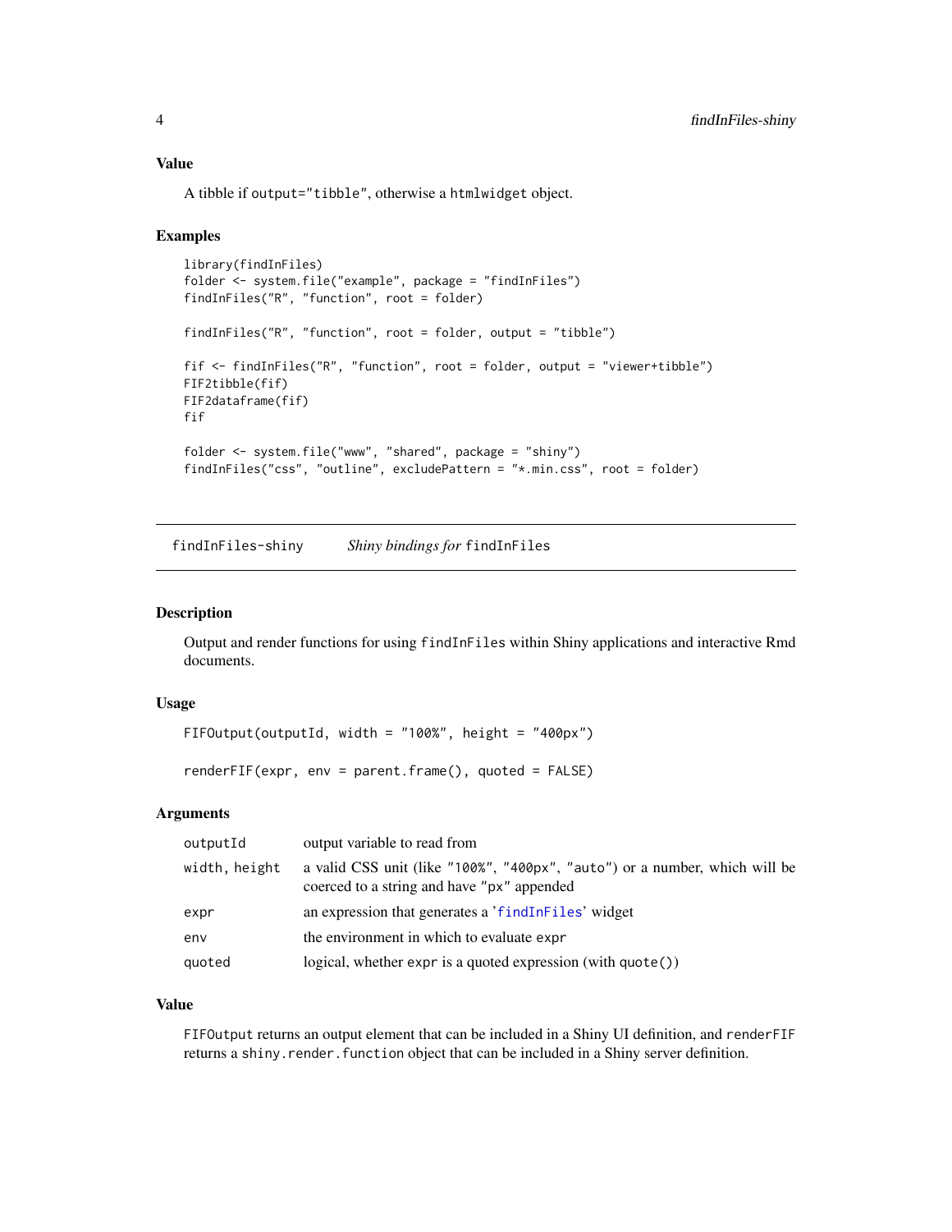### Value

A tibble if `output="tibble"`, otherwise a `htmlwidget` object.

### Examples

```
library(findInFiles)
folder <- system.file("example", package = "findInFiles")
findInFiles("R", "function", root = folder)

findInFiles("R", "function", root = folder, output = "tibble")

fif <- findInFiles("R", "function", root = folder, output = "viewer+tibble")
FIF2tibble(fif)
FIF2dataframe(fif)
fif

folder <- system.file("www", "shared", package = "shiny")
findInFiles("css", "outline", excludePattern = "*.min.css", root = folder)
```

---

## findInFiles-shiny — *Shiny bindings for* `findInFiles`

### Description

Output and render functions for using `findInFiles` within Shiny applications and interactive Rmd documents.

### Usage

```
FIFOutput(outputId, width = "100%", height = "400px")

renderFIF(expr, env = parent.frame(), quoted = FALSE)
```

### Arguments

| | |
|---|---|
| `outputId` | output variable to read from |
| `width, height` | a valid CSS unit (like "100%", "400px", "auto") or a number, which will be coerced to a string and have "px" appended |
| `expr` | an expression that generates a 'findInFiles' widget |
| `env` | the environment in which to evaluate `expr` |
| `quoted` | logical, whether `expr` is a quoted expression (with `quote()`) |

### Value

`FIFOutput` returns an output element that can be included in a Shiny UI definition, and `renderFIF` returns a `shiny.render.function` object that can be included in a Shiny server definition.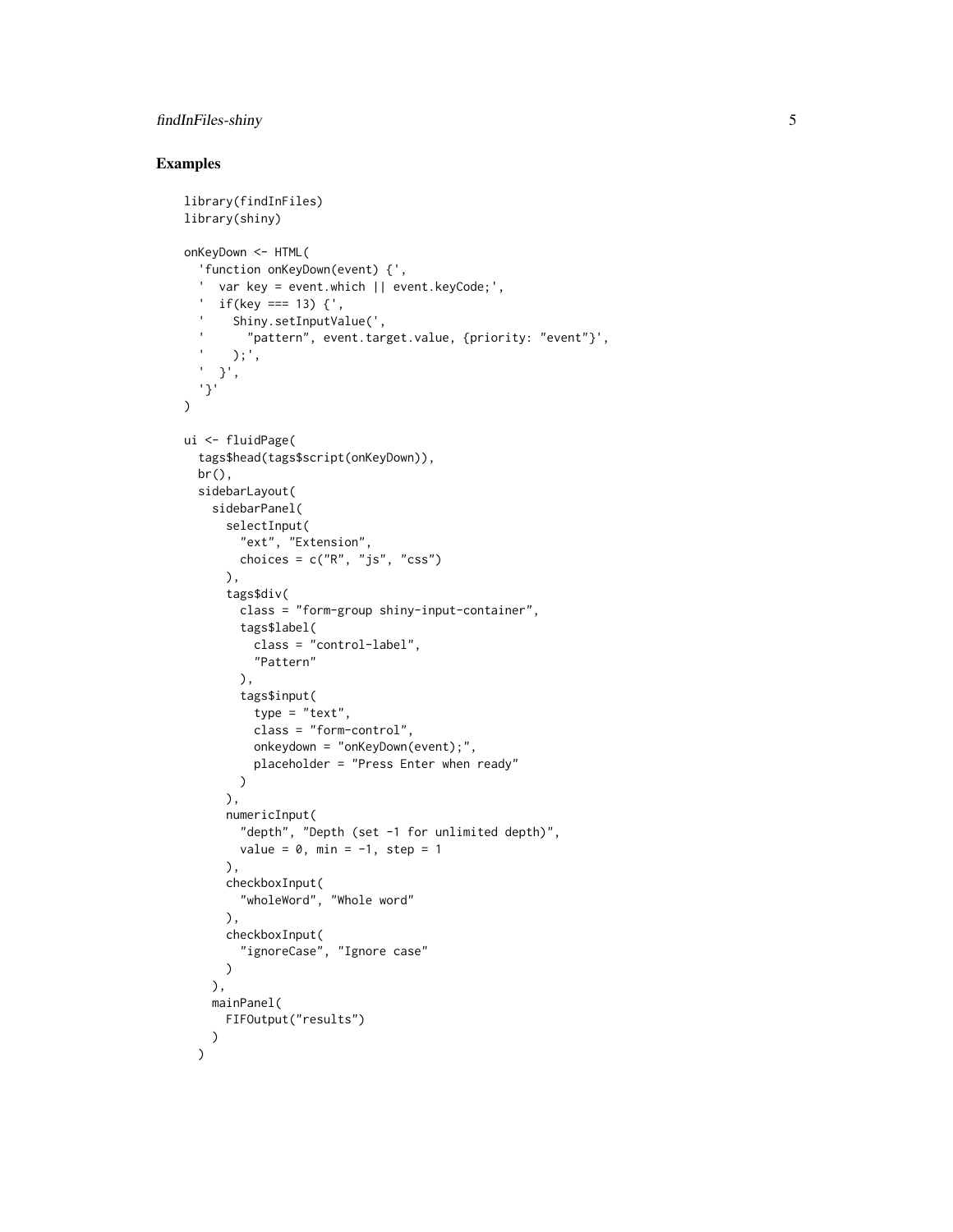## Examples

```
library(findInFiles)
library(shiny)

onKeyDown <- HTML(
  'function onKeyDown(event) {',
  '  var key = event.which || event.keyCode;',
  '  if(key === 13) {',
  '    Shiny.setInputValue(',
  '      "pattern", event.target.value, {priority: "event"}',
  '    );',
  '  }',
  '}'
)

ui <- fluidPage(
  tags$head(tags$script(onKeyDown)),
  br(),
  sidebarLayout(
    sidebarPanel(
      selectInput(
        "ext", "Extension",
        choices = c("R", "js", "css")
      ),
      tags$div(
        class = "form-group shiny-input-container",
        tags$label(
          class = "control-label",
          "Pattern"
        ),
        tags$input(
          type = "text",
          class = "form-control",
          onkeydown = "onKeyDown(event);",
          placeholder = "Press Enter when ready"
        )
      ),
      numericInput(
        "depth", "Depth (set -1 for unlimited depth)",
        value = 0, min = -1, step = 1
      ),
      checkboxInput(
        "wholeWord", "Whole word"
      ),
      checkboxInput(
        "ignoreCase", "Ignore case"
      )
    ),
    mainPanel(
      FIFOutput("results")
    )
  )
```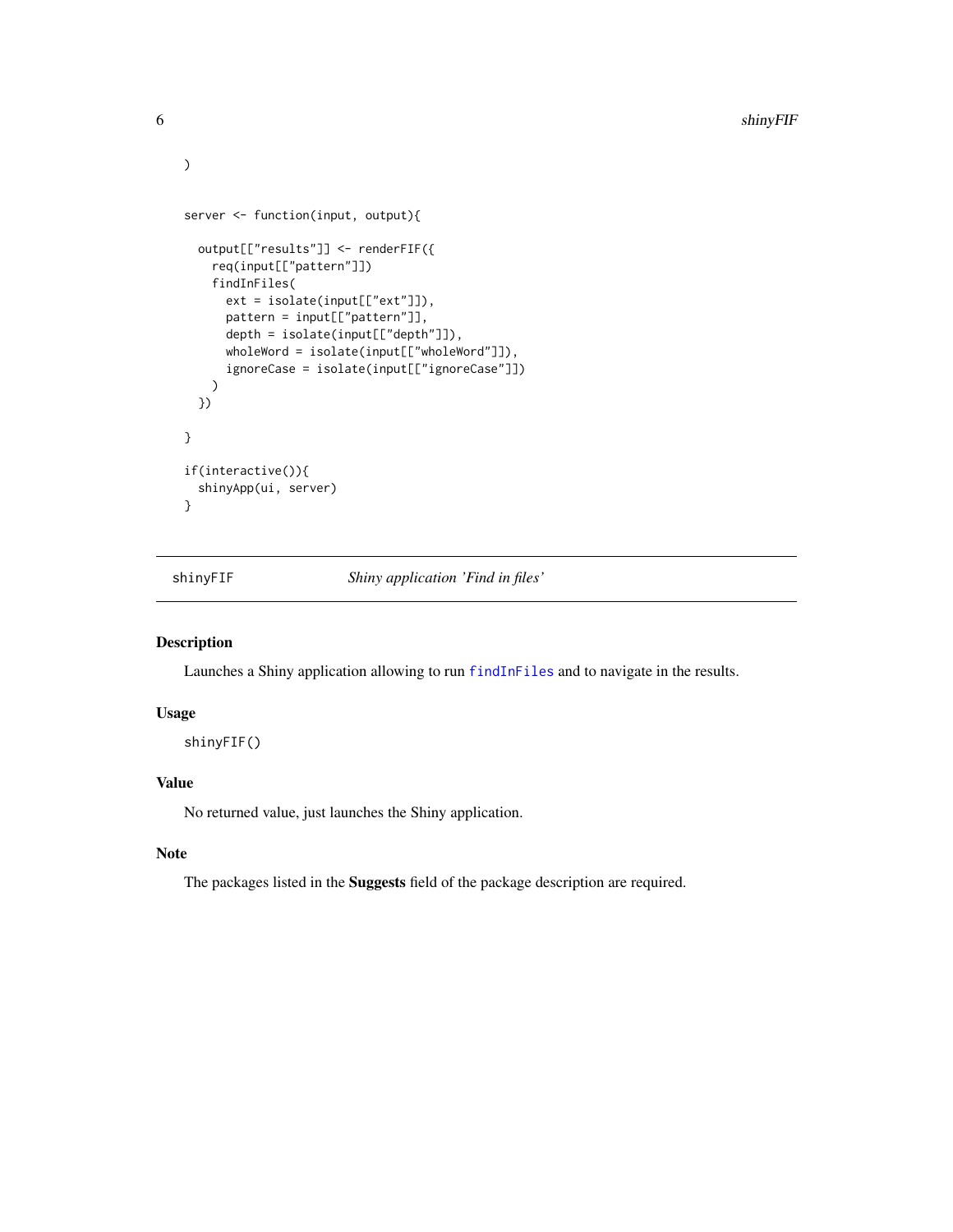```
)

server <- function(input, output){

  output[["results"]] <- renderFIF({
    req(input[["pattern"]])
    findInFiles(
      ext = isolate(input[["ext"]]),
      pattern = input[["pattern"]],
      depth = isolate(input[["depth"]]),
      wholeWord = isolate(input[["wholeWord"]]),
      ignoreCase = isolate(input[["ignoreCase"]])
    )
  })

}

if(interactive()){
  shinyApp(ui, server)
}
```

---

## shinyFIF *Shiny application 'Find in files'*

---

### Description

Launches a Shiny application allowing to run `findInFiles` and to navigate in the results.

### Usage

```
shinyFIF()
```

### Value

No returned value, just launches the Shiny application.

### Note

The packages listed in the **Suggests** field of the package description are required.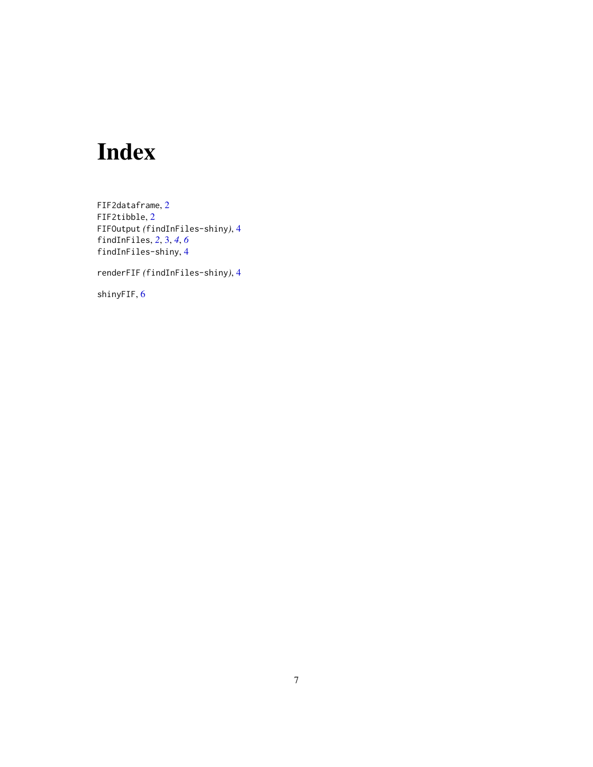# Index

FIF2dataframe, 2
FIF2tibble, 2
FIFOutput *(*findInFiles-shiny*)*, 4
findInFiles, *2*, 3, *4*, *6*
findInFiles-shiny, 4

renderFIF *(*findInFiles-shiny*)*, 4

shinyFIF, 6